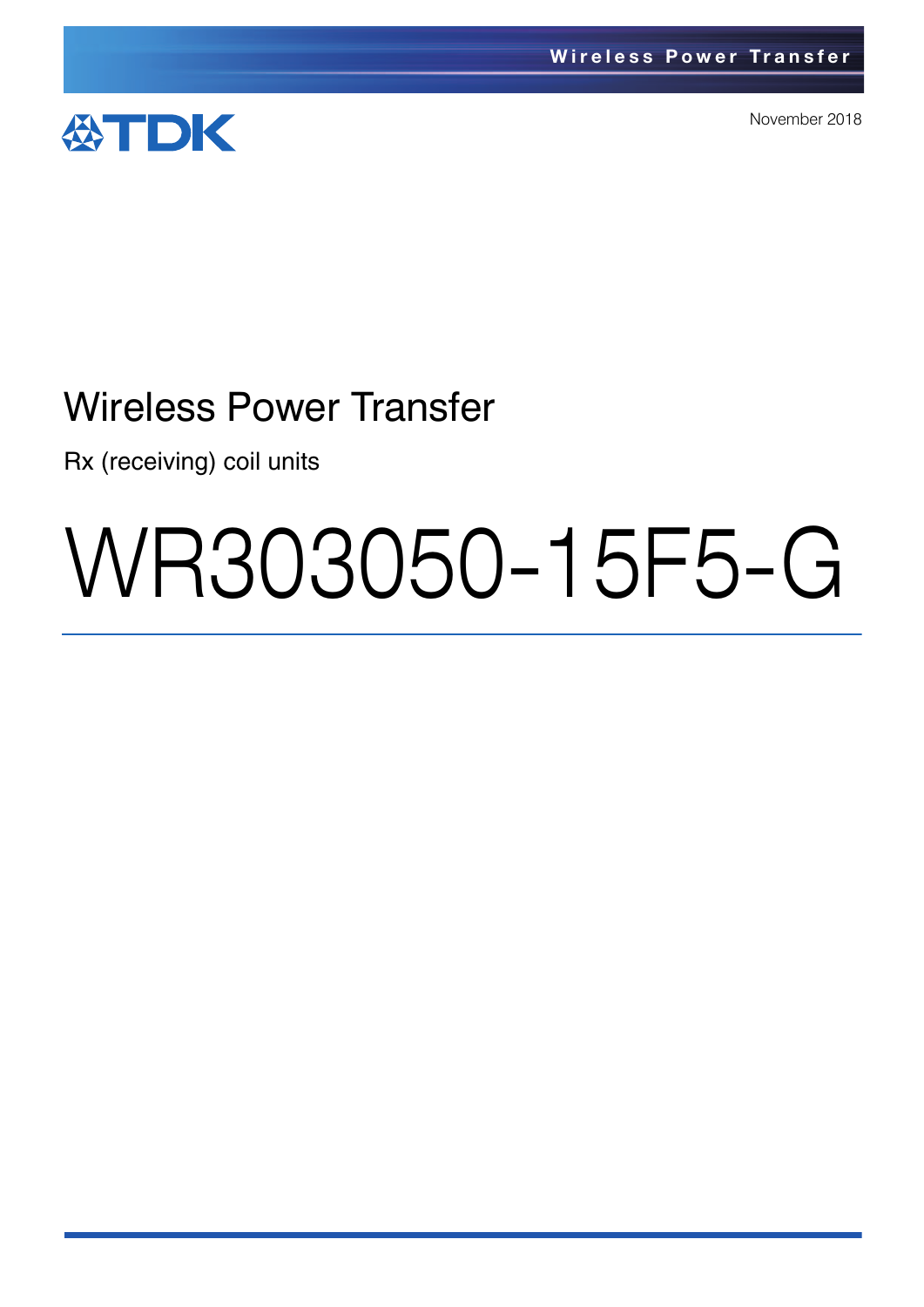November 2018

# Wireless Power Transfer

Rx (receiving) coil units

# WR303050-15F5-G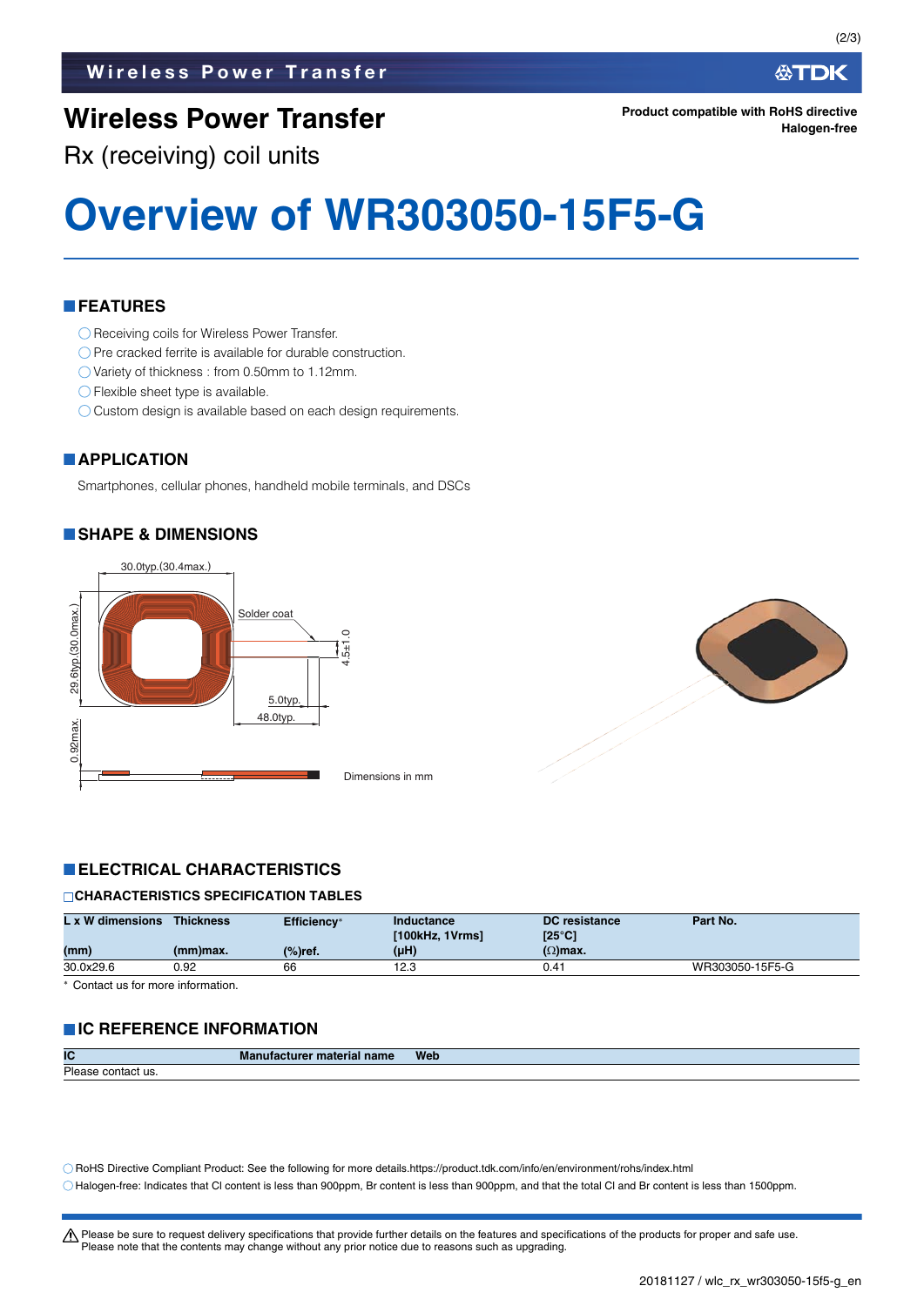# Wireless Power Transfer

Rx (receiving) coil units

**Product compatible with RoHS directive**
**Halogen-free**

# Overview of WR303050-15F5-G

## FEATURES

- Receiving coils for Wireless Power Transfer.
- Pre cracked ferrite is available for durable construction.
- Variety of thickness : from 0.50mm to 1.12mm.
- Flexible sheet type is available.
- Custom design is available based on each design requirements.

## APPLICATION

Smartphones, cellular phones, handheld mobile terminals, and DSCs

## SHAPE & DIMENSIONS

30.0typ.(30.4max.)

29.6typ.(30.0max.)

Solder coat

4.5±1.0

5.0typ.

48.0typ.

0.92max.

Dimensions in mm

## ELECTRICAL CHARACTERISTICS

### CHARACTERISTICS SPECIFICATION TABLES

| L x W dimensions (mm) | Thickness (mm)max. | Efficiency* (%)ref. | Inductance [100kHz, 1Vrms] (μH) | DC resistance [25°C] (Ω)max. | Part No. |
|---|---|---|---|---|---|
| 30.0x29.6 | 0.92 | 66 | 12.3 | 0.41 | WR303050-15F5-G |

\* Contact us for more information.

## IC REFERENCE INFORMATION

| IC | Manufacturer material name | Web |
|---|---|---|
| Please contact us. | | |

- RoHS Directive Compliant Product: See the following for more details.https://product.tdk.com/info/en/environment/rohs/index.html
- Halogen-free: Indicates that Cl content is less than 900ppm, Br content is less than 900ppm, and that the total Cl and Br content is less than 1500ppm.

⚠ Please be sure to request delivery specifications that provide further details on the features and specifications of the products for proper and safe use.
Please note that the contents may change without any prior notice due to reasons such as upgrading.

20181127 / wlc_rx_wr303050-15f5-g_en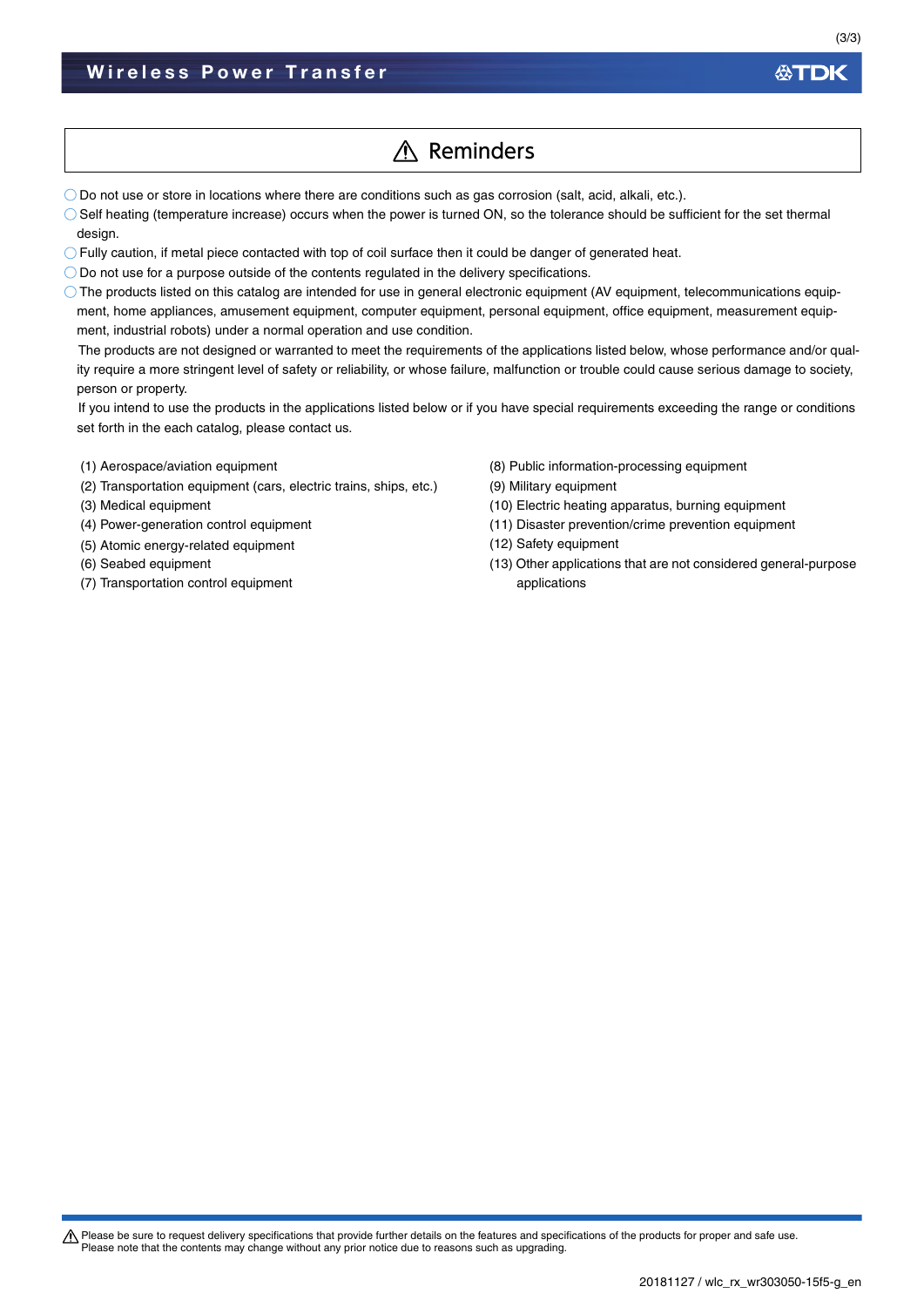# ⚠ Reminders

- ○ Do not use or store in locations where there are conditions such as gas corrosion (salt, acid, alkali, etc.).
- ○ Self heating (temperature increase) occurs when the power is turned ON, so the tolerance should be sufficient for the set thermal design.
- ○ Fully caution, if metal piece contacted with top of coil surface then it could be danger of generated heat.
- ○ Do not use for a purpose outside of the contents regulated in the delivery specifications.
- ○ The products listed on this catalog are intended for use in general electronic equipment (AV equipment, telecommunications equipment, home appliances, amusement equipment, computer equipment, personal equipment, office equipment, measurement equipment, industrial robots) under a normal operation and use condition.

  The products are not designed or warranted to meet the requirements of the applications listed below, whose performance and/or quality require a more stringent level of safety or reliability, or whose failure, malfunction or trouble could cause serious damage to society, person or property.

  If you intend to use the products in the applications listed below or if you have special requirements exceeding the range or conditions set forth in the each catalog, please contact us.

(1) Aerospace/aviation equipment
(2) Transportation equipment (cars, electric trains, ships, etc.)
(3) Medical equipment
(4) Power-generation control equipment
(5) Atomic energy-related equipment
(6) Seabed equipment
(7) Transportation control equipment
(8) Public information-processing equipment
(9) Military equipment
(10) Electric heating apparatus, burning equipment
(11) Disaster prevention/crime prevention equipment
(12) Safety equipment
(13) Other applications that are not considered general-purpose applications

⚠ Please be sure to request delivery specifications that provide further details on the features and specifications of the products for proper and safe use.
Please note that the contents may change without any prior notice due to reasons such as upgrading.

20181127 / wlc_rx_wr303050-15f5-g_en